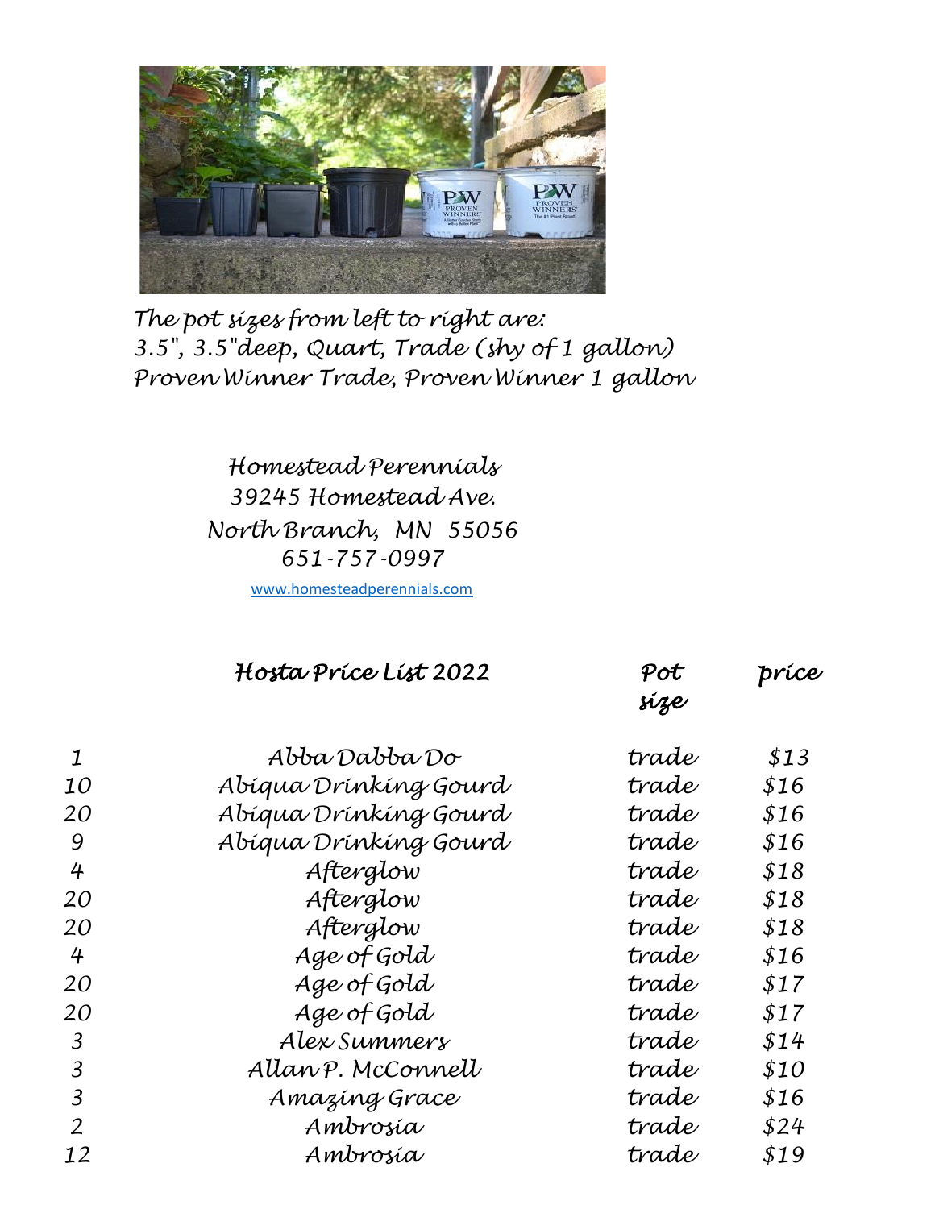The pot sizes from left to right are:
3.5", 3.5"deep, Quart, Trade (shy of 1 gallon)
Proven Winner Trade, Proven Winner 1 gallon

Homestead Perennials
39245 Homestead Ave.
North Branch, MN 55056
651-757-0997

www.homesteadperennials.com

## Hosta Price List 2022

| | Hosta Price List 2022 | Pot size | price |
|---|---|---|---|
| 1 | Abba Dabba Do | trade | $13 |
| 10 | Abiqua Drinking Gourd | trade | $16 |
| 20 | Abiqua Drinking Gourd | trade | $16 |
| 9 | Abiqua Drinking Gourd | trade | $16 |
| 4 | Afterglow | trade | $18 |
| 20 | Afterglow | trade | $18 |
| 20 | Afterglow | trade | $18 |
| 4 | Age of Gold | trade | $16 |
| 20 | Age of Gold | trade | $17 |
| 20 | Age of Gold | trade | $17 |
| 3 | Alex Summers | trade | $14 |
| 3 | Allan P. McConnell | trade | $10 |
| 3 | Amazing Grace | trade | $16 |
| 2 | Ambrosia | trade | $24 |
| 12 | Ambrosia | trade | $19 |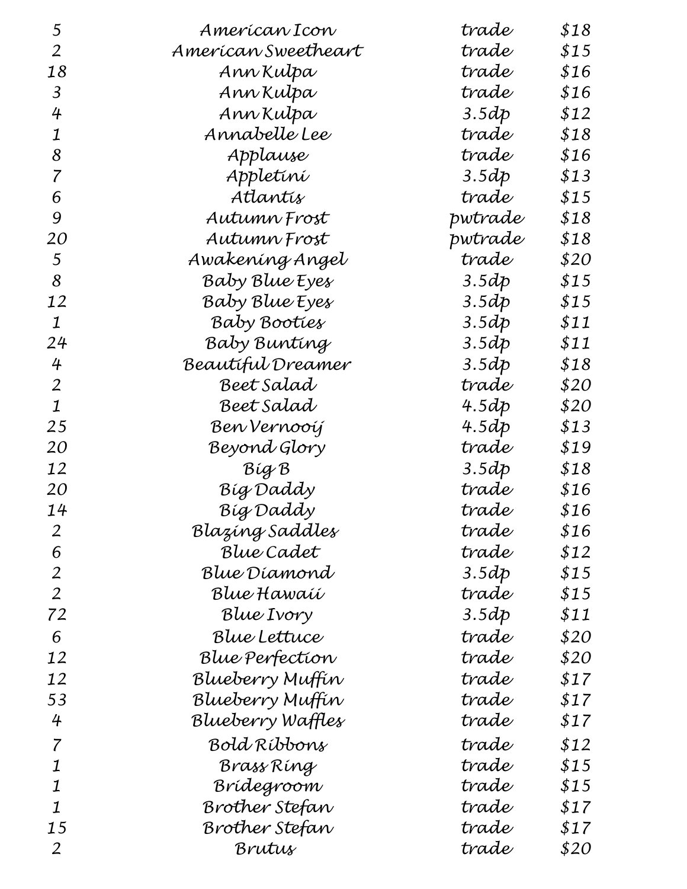| | | | |
|---|---|---|---|
| 5 | American Icon | trade | $18 |
| 2 | American Sweetheart | trade | $15 |
| 18 | Ann Kulpa | trade | $16 |
| 3 | Ann Kulpa | trade | $16 |
| 4 | Ann Kulpa | 3.5dp | $12 |
| 1 | Annabelle Lee | trade | $18 |
| 8 | Applause | trade | $16 |
| 7 | Appletini | 3.5dp | $13 |
| 6 | Atlantis | trade | $15 |
| 9 | Autumn Frost | pwtrade | $18 |
| 20 | Autumn Frost | pwtrade | $18 |
| 5 | Awakening Angel | trade | $20 |
| 8 | Baby Blue Eyes | 3.5dp | $15 |
| 12 | Baby Blue Eyes | 3.5dp | $15 |
| 1 | Baby Booties | 3.5dp | $11 |
| 24 | Baby Bunting | 3.5dp | $11 |
| 4 | Beautiful Dreamer | 3.5dp | $18 |
| 2 | Beet Salad | trade | $20 |
| 1 | Beet Salad | 4.5dp | $20 |
| 25 | Ben Vernooij | 4.5dp | $13 |
| 20 | Beyond Glory | trade | $19 |
| 12 | Big B | 3.5dp | $18 |
| 20 | Big Daddy | trade | $16 |
| 14 | Big Daddy | trade | $16 |
| 2 | Blazing Saddles | trade | $16 |
| 6 | Blue Cadet | trade | $12 |
| 2 | Blue Diamond | 3.5dp | $15 |
| 2 | Blue Hawaii | trade | $15 |
| 72 | Blue Ivory | 3.5dp | $11 |
| 6 | Blue Lettuce | trade | $20 |
| 12 | Blue Perfection | trade | $20 |
| 12 | Blueberry Muffin | trade | $17 |
| 53 | Blueberry Muffin | trade | $17 |
| 4 | Blueberry Waffles | trade | $17 |
| 7 | Bold Ribbons | trade | $12 |
| 1 | Brass Ring | trade | $15 |
| 1 | Bridegroom | trade | $15 |
| 1 | Brother Stefan | trade | $17 |
| 15 | Brother Stefan | trade | $17 |
| 2 | Brutus | trade | $20 |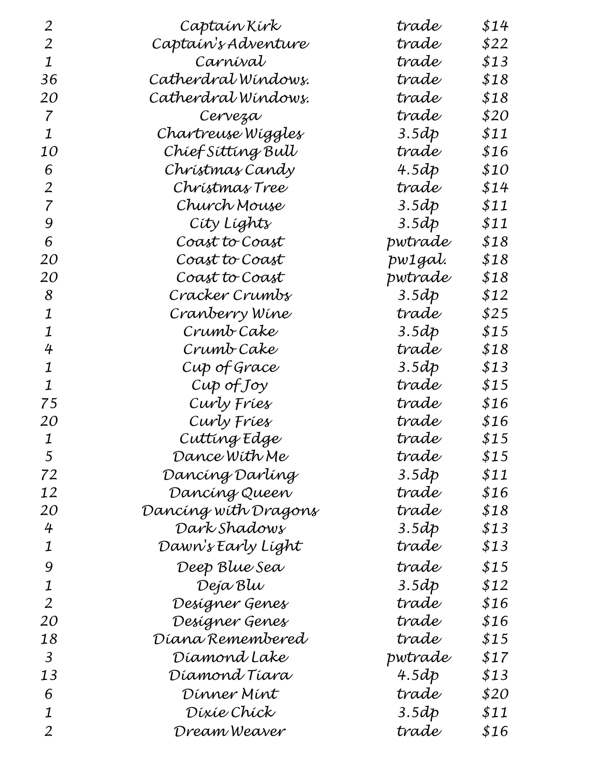| | | | |
|---|---|---|---|
| 2 | Captain Kirk | trade | $14 |
| 2 | Captain's Adventure | trade | $22 |
| 1 | Carnival | trade | $13 |
| 36 | Catherdral Windows. | trade | $18 |
| 20 | Catherdral Windows. | trade | $18 |
| 7 | Cerveza | trade | $20 |
| 1 | Chartreuse Wiggles | 3.5dp | $11 |
| 10 | Chief Sitting Bull | trade | $16 |
| 6 | Christmas Candy | 4.5dp | $10 |
| 2 | Christmas Tree | trade | $14 |
| 7 | Church Mouse | 3.5dp | $11 |
| 9 | City Lights | 3.5dp | $11 |
| 6 | Coast to Coast | pwtrade | $18 |
| 20 | Coast to Coast | pw1gal. | $18 |
| 20 | Coast to Coast | pwtrade | $18 |
| 8 | Cracker Crumbs | 3.5dp | $12 |
| 1 | Cranberry Wine | trade | $25 |
| 1 | Crumb Cake | 3.5dp | $15 |
| 4 | Crumb Cake | trade | $18 |
| 1 | Cup of Grace | 3.5dp | $13 |
| 1 | Cup of Joy | trade | $15 |
| 75 | Curly Fries | trade | $16 |
| 20 | Curly Fries | trade | $16 |
| 1 | Cutting Edge | trade | $15 |
| 5 | Dance With Me | trade | $15 |
| 72 | Dancing Darling | 3.5dp | $11 |
| 12 | Dancing Queen | trade | $16 |
| 20 | Dancing with Dragons | trade | $18 |
| 4 | Dark Shadows | 3.5dp | $13 |
| 1 | Dawn's Early Light | trade | $13 |
| 9 | Deep Blue Sea | trade | $15 |
| 1 | Deja Blu | 3.5dp | $12 |
| 2 | Designer Genes | trade | $16 |
| 20 | Designer Genes | trade | $16 |
| 18 | Diana Remembered | trade | $15 |
| 3 | Diamond Lake | pwtrade | $17 |
| 13 | Diamond Tiara | 4.5dp | $13 |
| 6 | Dinner Mint | trade | $20 |
| 1 | Dixie Chick | 3.5dp | $11 |
| 2 | Dream Weaver | trade | $16 |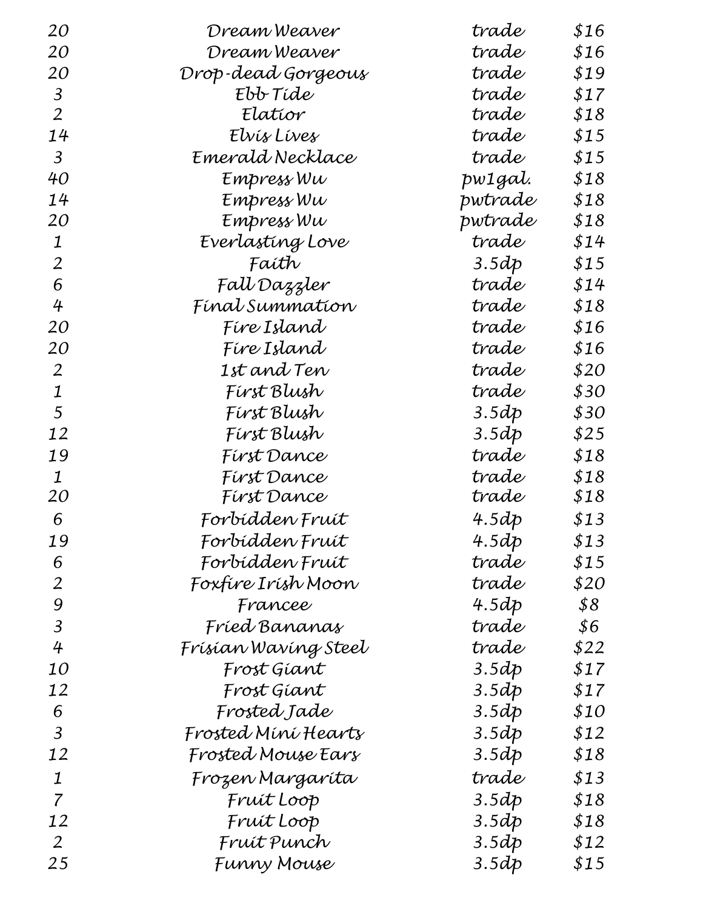| | | | |
|---|---|---|---|
| 20 | Dream Weaver | trade | $16 |
| 20 | Dream Weaver | trade | $16 |
| 20 | Drop-dead Gorgeous | trade | $19 |
| 3 | Ebb Tide | trade | $17 |
| 2 | Elatior | trade | $18 |
| 14 | Elvis Lives | trade | $15 |
| 3 | Emerald Necklace | trade | $15 |
| 40 | Empress Wu | pw1gal. | $18 |
| 14 | Empress Wu | pwtrade | $18 |
| 20 | Empress Wu | pwtrade | $18 |
| 1 | Everlasting Love | trade | $14 |
| 2 | Faith | 3.5dp | $15 |
| 6 | Fall Dazzler | trade | $14 |
| 4 | Final Summation | trade | $18 |
| 20 | Fire Island | trade | $16 |
| 20 | Fire Island | trade | $16 |
| 2 | 1st and Ten | trade | $20 |
| 1 | First Blush | trade | $30 |
| 5 | First Blush | 3.5dp | $30 |
| 12 | First Blush | 3.5dp | $25 |
| 19 | First Dance | trade | $18 |
| 1 | First Dance | trade | $18 |
| 20 | First Dance | trade | $18 |
| 6 | Forbidden Fruit | 4.5dp | $13 |
| 19 | Forbidden Fruit | 4.5dp | $13 |
| 6 | Forbidden Fruit | trade | $15 |
| 2 | Foxfire Irish Moon | trade | $20 |
| 9 | Francee | 4.5dp | $8 |
| 3 | Fried Bananas | trade | $6 |
| 4 | Frisian Waving Steel | trade | $22 |
| 10 | Frost Giant | 3.5dp | $17 |
| 12 | Frost Giant | 3.5dp | $17 |
| 6 | Frosted Jade | 3.5dp | $10 |
| 3 | Frosted Mini Hearts | 3.5dp | $12 |
| 12 | Frosted Mouse Ears | 3.5dp | $18 |
| 1 | Frozen Margarita | trade | $13 |
| 7 | Fruit Loop | 3.5dp | $18 |
| 12 | Fruit Loop | 3.5dp | $18 |
| 2 | Fruit Punch | 3.5dp | $12 |
| 25 | Funny Mouse | 3.5dp | $15 |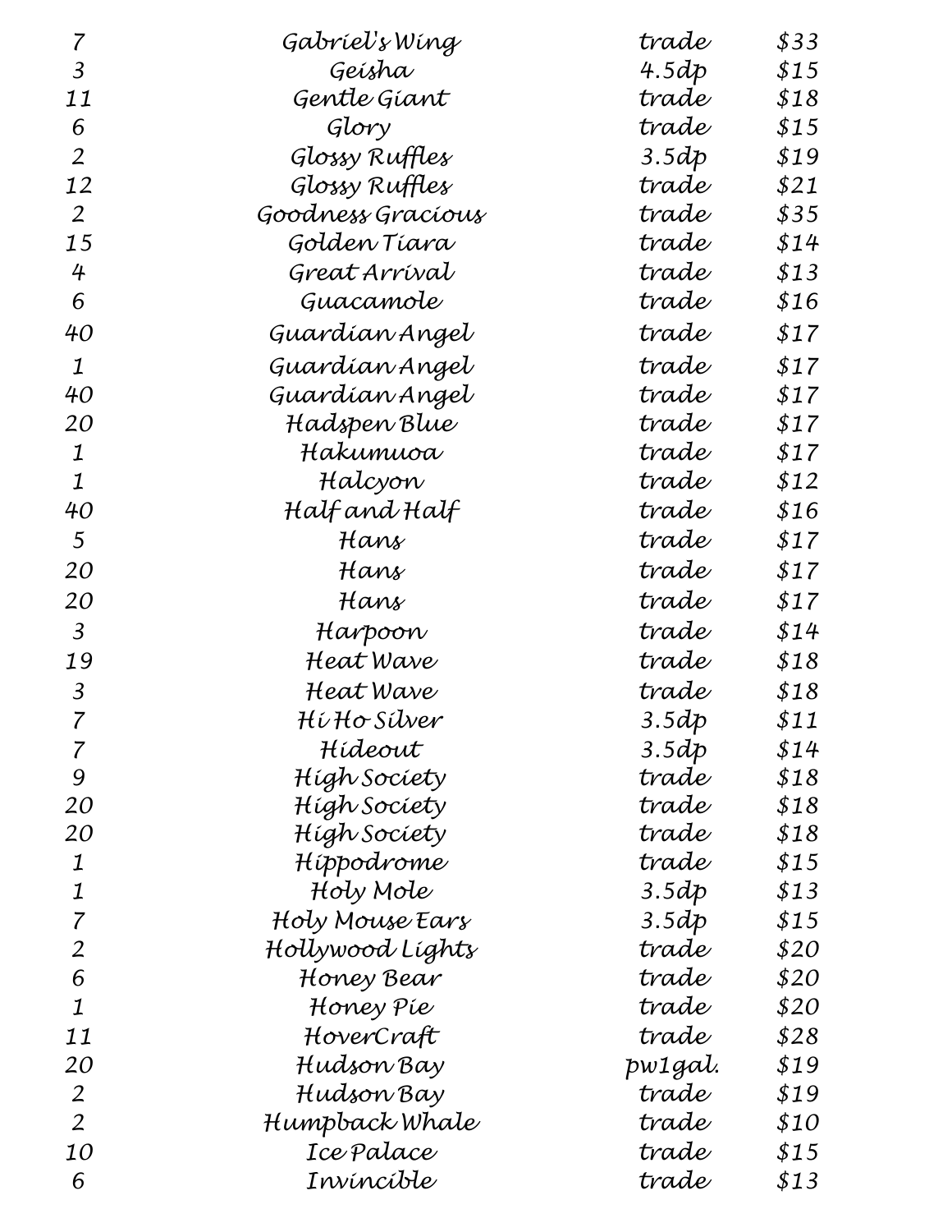| | | | |
|---|---|---|---|
| 7 | Gabriel's Wing | trade | $33 |
| 3 | Geisha | 4.5dp | $15 |
| 11 | Gentle Giant | trade | $18 |
| 6 | Glory | trade | $15 |
| 2 | Glossy Ruffles | 3.5dp | $19 |
| 12 | Glossy Ruffles | trade | $21 |
| 2 | Goodness Gracious | trade | $35 |
| 15 | Golden Tiara | trade | $14 |
| 4 | Great Arrival | trade | $13 |
| 6 | Guacamole | trade | $16 |
| 40 | Guardian Angel | trade | $17 |
| 1 | Guardian Angel | trade | $17 |
| 40 | Guardian Angel | trade | $17 |
| 20 | Hadspen Blue | trade | $17 |
| 1 | Hakumuoa | trade | $17 |
| 1 | Halcyon | trade | $12 |
| 40 | Half and Half | trade | $16 |
| 5 | Hans | trade | $17 |
| 20 | Hans | trade | $17 |
| 20 | Hans | trade | $17 |
| 3 | Harpoon | trade | $14 |
| 19 | Heat Wave | trade | $18 |
| 3 | Heat Wave | trade | $18 |
| 7 | Hi Ho Silver | 3.5dp | $11 |
| 7 | Hideout | 3.5dp | $14 |
| 9 | High Society | trade | $18 |
| 20 | High Society | trade | $18 |
| 20 | High Society | trade | $18 |
| 1 | Hippodrome | trade | $15 |
| 1 | Holy Mole | 3.5dp | $13 |
| 7 | Holy Mouse Ears | 3.5dp | $15 |
| 2 | Hollywood Lights | trade | $20 |
| 6 | Honey Bear | trade | $20 |
| 1 | Honey Pie | trade | $20 |
| 11 | HoverCraft | trade | $28 |
| 20 | Hudson Bay | pw1gal. | $19 |
| 2 | Hudson Bay | trade | $19 |
| 2 | Humpback Whale | trade | $10 |
| 10 | Ice Palace | trade | $15 |
| 6 | Invincible | trade | $13 |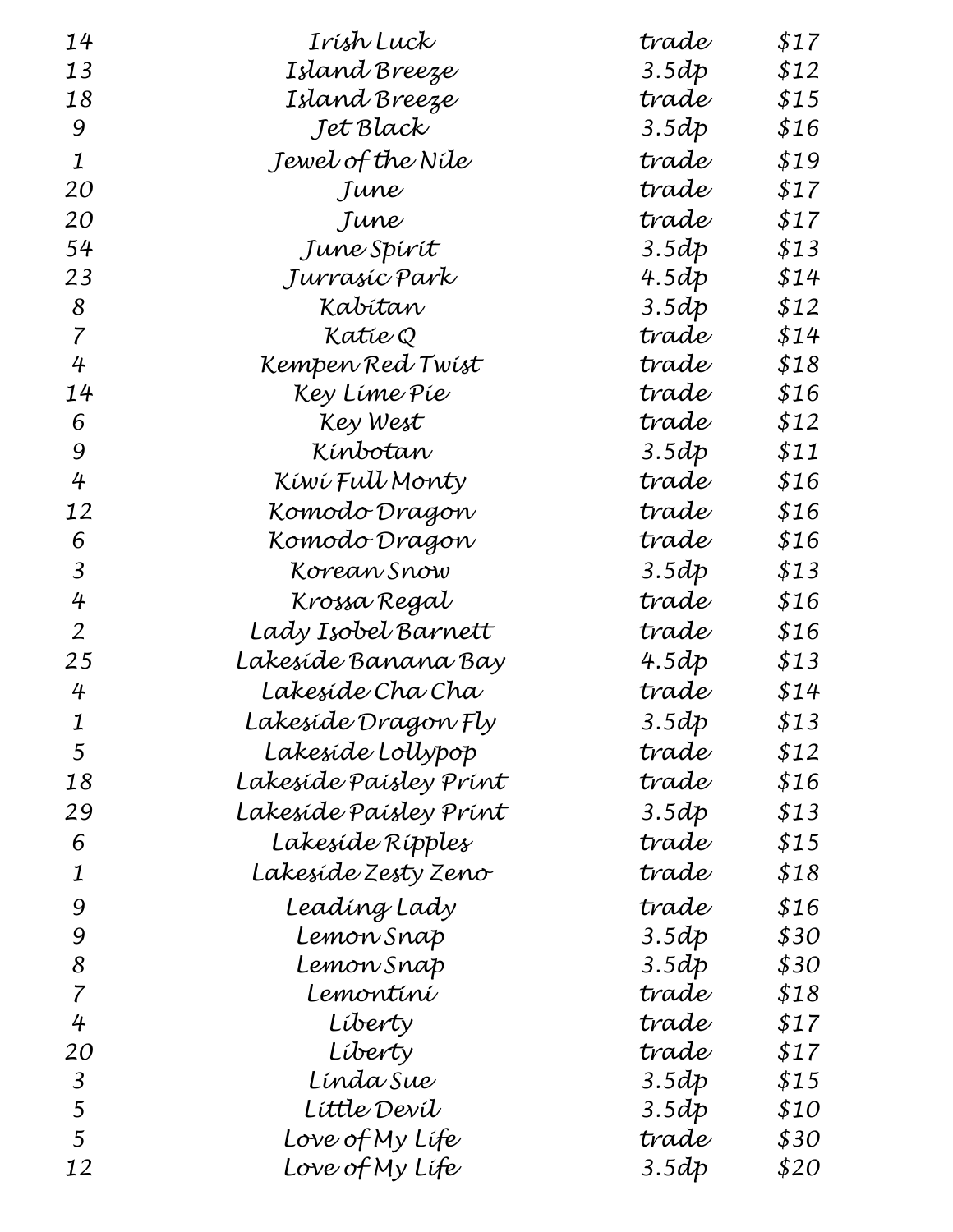| | | | |
|---|---|---|---|
| 14 | Irish Luck | trade | $17 |
| 13 | Island Breeze | 3.5dp | $12 |
| 18 | Island Breeze | trade | $15 |
| 9 | Jet Black | 3.5dp | $16 |
| 1 | Jewel of the Nile | trade | $19 |
| 20 | June | trade | $17 |
| 20 | June | trade | $17 |
| 54 | June Spirit | 3.5dp | $13 |
| 23 | Jurrasic Park | 4.5dp | $14 |
| 8 | Kabitan | 3.5dp | $12 |
| 7 | Katie Q | trade | $14 |
| 4 | Kempen Red Twist | trade | $18 |
| 14 | Key Lime Pie | trade | $16 |
| 6 | Key West | trade | $12 |
| 9 | Kinbotan | 3.5dp | $11 |
| 4 | Kiwi Full Monty | trade | $16 |
| 12 | Komodo Dragon | trade | $16 |
| 6 | Komodo Dragon | trade | $16 |
| 3 | Korean Snow | 3.5dp | $13 |
| 4 | Krossa Regal | trade | $16 |
| 2 | Lady Isobel Barnett | trade | $16 |
| 25 | Lakeside Banana Bay | 4.5dp | $13 |
| 4 | Lakeside Cha Cha | trade | $14 |
| 1 | Lakeside Dragon Fly | 3.5dp | $13 |
| 5 | Lakeside Lollypop | trade | $12 |
| 18 | Lakeside Paisley Print | trade | $16 |
| 29 | Lakeside Paisley Print | 3.5dp | $13 |
| 6 | Lakeside Ripples | trade | $15 |
| 1 | Lakeside Zesty Zeno | trade | $18 |
| 9 | Leading Lady | trade | $16 |
| 9 | Lemon Snap | 3.5dp | $30 |
| 8 | Lemon Snap | 3.5dp | $30 |
| 7 | Lemontini | trade | $18 |
| 4 | Liberty | trade | $17 |
| 20 | Liberty | trade | $17 |
| 3 | Linda Sue | 3.5dp | $15 |
| 5 | Little Devil | 3.5dp | $10 |
| 5 | Love of My Life | trade | $30 |
| 12 | Love of My Life | 3.5dp | $20 |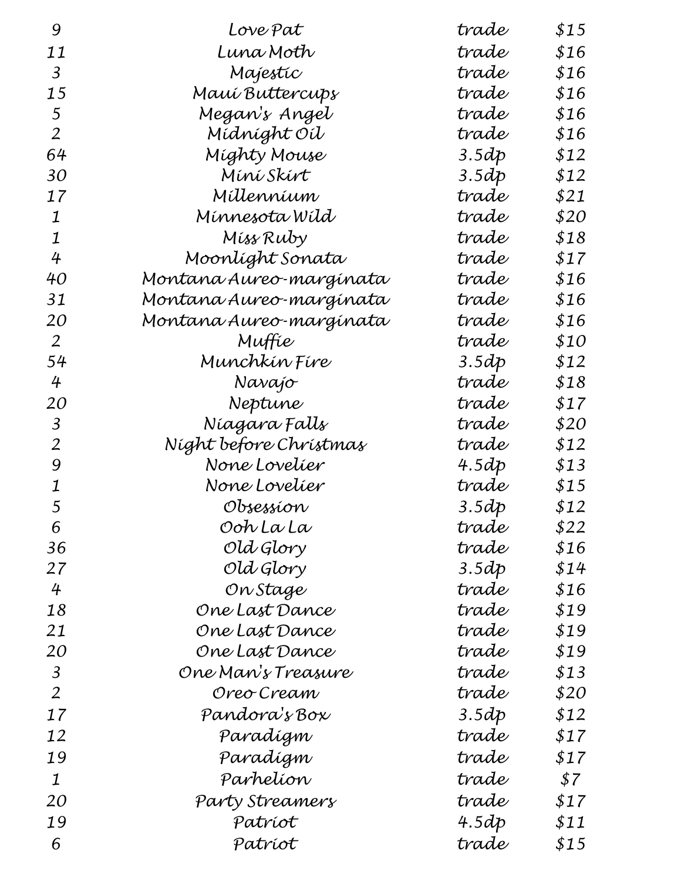| | | | |
|---|---|---|---|
| 9 | Love Pat | trade | $15 |
| 11 | Luna Moth | trade | $16 |
| 3 | Majestic | trade | $16 |
| 15 | Maui Buttercups | trade | $16 |
| 5 | Megan's Angel | trade | $16 |
| 2 | Midnight Oil | trade | $16 |
| 64 | Mighty Mouse | 3.5dp | $12 |
| 30 | Mini Skirt | 3.5dp | $12 |
| 17 | Millennium | trade | $21 |
| 1 | Minnesota Wild | trade | $20 |
| 1 | Miss Ruby | trade | $18 |
| 4 | Moonlight Sonata | trade | $17 |
| 40 | Montana Aureo-marginata | trade | $16 |
| 31 | Montana Aureo-marginata | trade | $16 |
| 20 | Montana Aureo-marginata | trade | $16 |
| 2 | Muffie | trade | $10 |
| 54 | Munchkin Fire | 3.5dp | $12 |
| 4 | Navajo | trade | $18 |
| 20 | Neptune | trade | $17 |
| 3 | Niagara Falls | trade | $20 |
| 2 | Night before Christmas | trade | $12 |
| 9 | None Lovelier | 4.5dp | $13 |
| 1 | None Lovelier | trade | $15 |
| 5 | Obsession | 3.5dp | $12 |
| 6 | Ooh La La | trade | $22 |
| 36 | Old Glory | trade | $16 |
| 27 | Old Glory | 3.5dp | $14 |
| 4 | On Stage | trade | $16 |
| 18 | One Last Dance | trade | $19 |
| 21 | One Last Dance | trade | $19 |
| 20 | One Last Dance | trade | $19 |
| 3 | One Man's Treasure | trade | $13 |
| 2 | Oreo Cream | trade | $20 |
| 17 | Pandora's Box | 3.5dp | $12 |
| 12 | Paradigm | trade | $17 |
| 19 | Paradigm | trade | $17 |
| 1 | Parhelion | trade | $7 |
| 20 | Party Streamers | trade | $17 |
| 19 | Patriot | 4.5dp | $11 |
| 6 | Patriot | trade | $15 |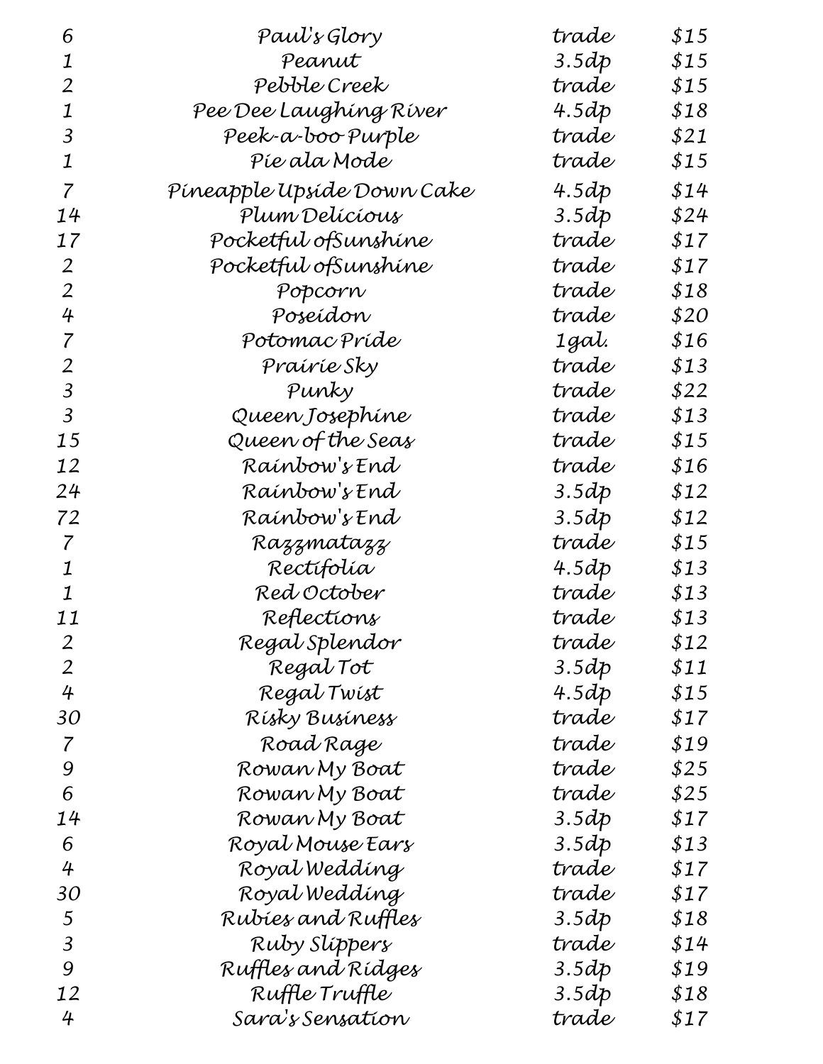| | | | |
|---|---|---|---|
| 6 | Paul's Glory | trade | $15 |
| 1 | Peanut | 3.5dp | $15 |
| 2 | Pebble Creek | trade | $15 |
| 1 | Pee Dee Laughing River | 4.5dp | $18 |
| 3 | Peek-a-boo Purple | trade | $21 |
| 1 | Pie ala Mode | trade | $15 |
| 7 | Pineapple Upside Down Cake | 4.5dp | $14 |
| 14 | Plum Delicious | 3.5dp | $24 |
| 17 | Pocketful ofSunshine | trade | $17 |
| 2 | Pocketful ofSunshine | trade | $17 |
| 2 | Popcorn | trade | $18 |
| 4 | Poseidon | trade | $20 |
| 7 | Potomac Pride | 1gal. | $16 |
| 2 | Prairie Sky | trade | $13 |
| 3 | Punky | trade | $22 |
| 3 | Queen Josephine | trade | $13 |
| 15 | Queen of the Seas | trade | $15 |
| 12 | Rainbow's End | trade | $16 |
| 24 | Rainbow's End | 3.5dp | $12 |
| 72 | Rainbow's End | 3.5dp | $12 |
| 7 | Razzmatazz | trade | $15 |
| 1 | Rectifolia | 4.5dp | $13 |
| 1 | Red October | trade | $13 |
| 11 | Reflections | trade | $13 |
| 2 | Regal Splendor | trade | $12 |
| 2 | Regal Tot | 3.5dp | $11 |
| 4 | Regal Twist | 4.5dp | $15 |
| 30 | Risky Business | trade | $17 |
| 7 | Road Rage | trade | $19 |
| 9 | Rowan My Boat | trade | $25 |
| 6 | Rowan My Boat | trade | $25 |
| 14 | Rowan My Boat | 3.5dp | $17 |
| 6 | Royal Mouse Ears | 3.5dp | $13 |
| 4 | Royal Wedding | trade | $17 |
| 30 | Royal Wedding | trade | $17 |
| 5 | Rubies and Ruffles | 3.5dp | $18 |
| 3 | Ruby Slippers | trade | $14 |
| 9 | Ruffles and Ridges | 3.5dp | $19 |
| 12 | Ruffle Truffle | 3.5dp | $18 |
| 4 | Sara's Sensation | trade | $17 |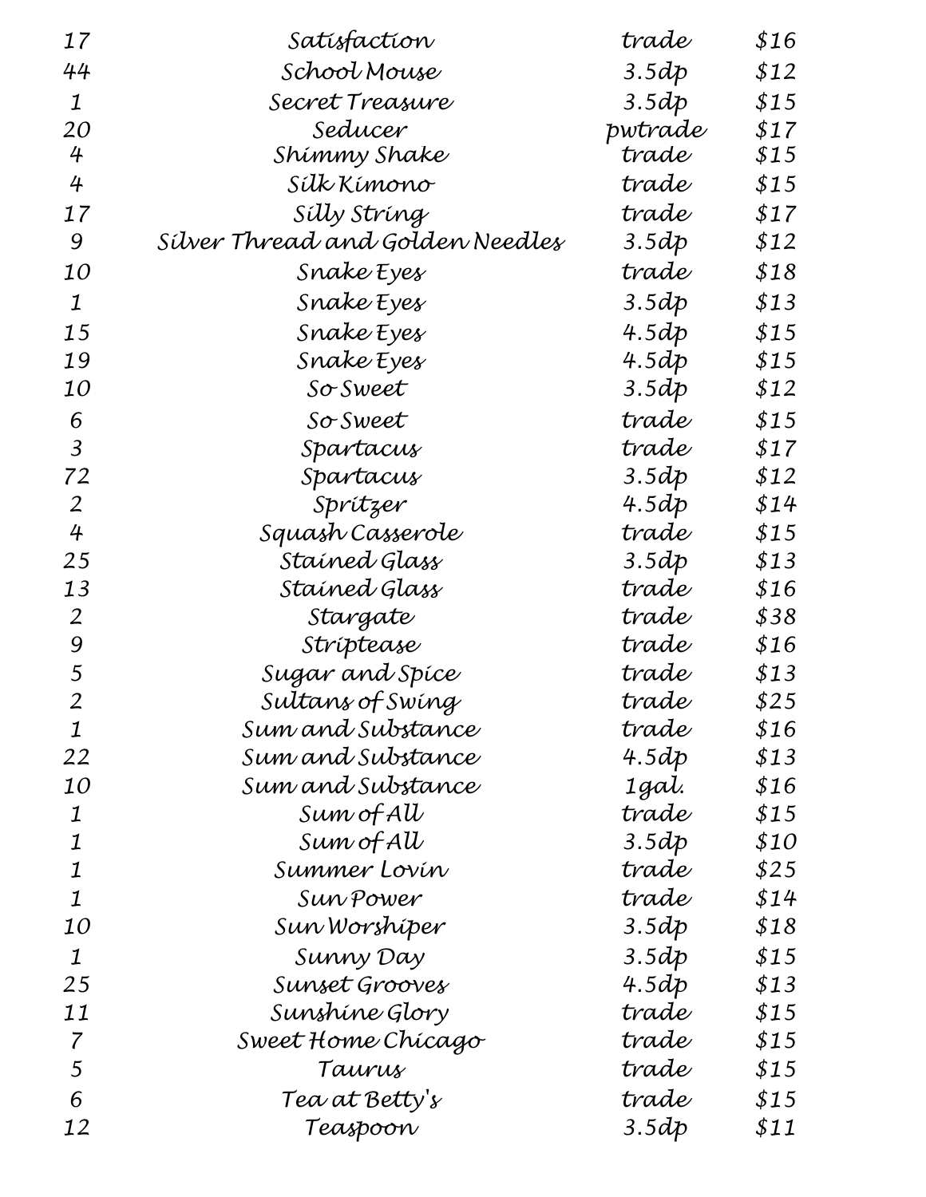| | | | |
|---|---|---|---|
| 17 | Satisfaction | trade | $16 |
| 44 | School Mouse | 3.5dp | $12 |
| 1 | Secret Treasure | 3.5dp | $15 |
| 20 | Seducer | pwtrade | $17 |
| 4 | Shimmy Shake | trade | $15 |
| 4 | Silk Kimono | trade | $15 |
| 17 | Silly String | trade | $17 |
| 9 | Silver Thread and Golden Needles | 3.5dp | $12 |
| 10 | Snake Eyes | trade | $18 |
| 1 | Snake Eyes | 3.5dp | $13 |
| 15 | Snake Eyes | 4.5dp | $15 |
| 19 | Snake Eyes | 4.5dp | $15 |
| 10 | So Sweet | 3.5dp | $12 |
| 6 | So Sweet | trade | $15 |
| 3 | Spartacus | trade | $17 |
| 72 | Spartacus | 3.5dp | $12 |
| 2 | Spritzer | 4.5dp | $14 |
| 4 | Squash Casserole | trade | $15 |
| 25 | Stained Glass | 3.5dp | $13 |
| 13 | Stained Glass | trade | $16 |
| 2 | Stargate | trade | $38 |
| 9 | Striptease | trade | $16 |
| 5 | Sugar and Spice | trade | $13 |
| 2 | Sultans of Swing | trade | $25 |
| 1 | Sum and Substance | trade | $16 |
| 22 | Sum and Substance | 4.5dp | $13 |
| 10 | Sum and Substance | 1gal. | $16 |
| 1 | Sum of All | trade | $15 |
| 1 | Sum of All | 3.5dp | $10 |
| 1 | Summer Lovin | trade | $25 |
| 1 | Sun Power | trade | $14 |
| 10 | Sun Worshiper | 3.5dp | $18 |
| 1 | Sunny Day | 3.5dp | $15 |
| 25 | Sunset Grooves | 4.5dp | $13 |
| 11 | Sunshine Glory | trade | $15 |
| 7 | Sweet Home Chicago | trade | $15 |
| 5 | Taurus | trade | $15 |
| 6 | Tea at Betty's | trade | $15 |
| 12 | Teaspoon | 3.5dp | $11 |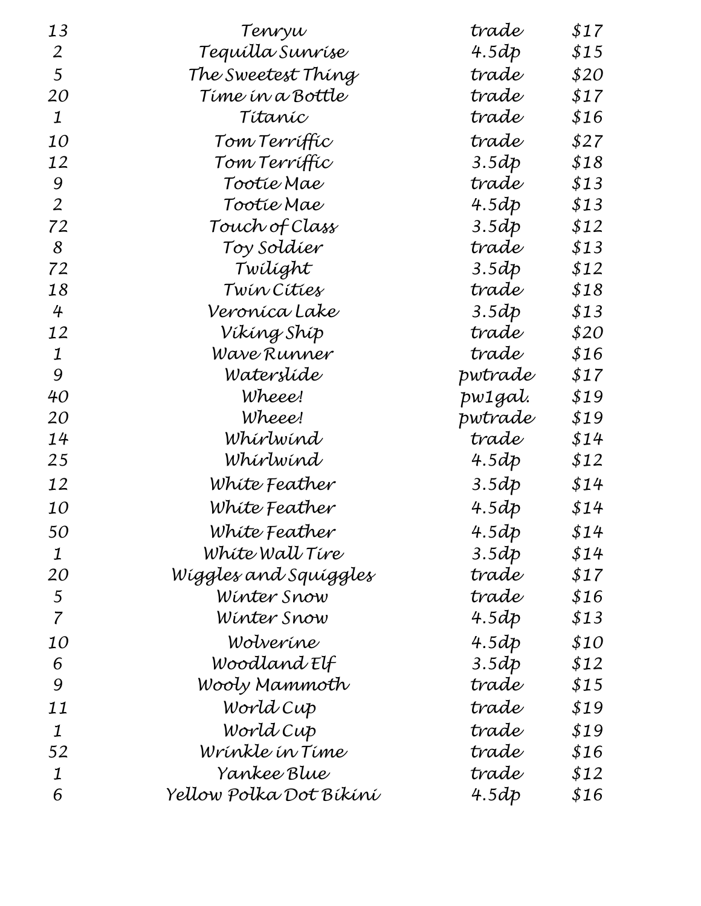| | | | |
|---|---|---|---|
| 13 | Tenryu | trade | $17 |
| 2 | Tequilla Sunrise | 4.5dp | $15 |
| 5 | The Sweetest Thing | trade | $20 |
| 20 | Time in a Bottle | trade | $17 |
| 1 | Titanic | trade | $16 |
| 10 | Tom Terriffic | trade | $27 |
| 12 | Tom Terriffic | 3.5dp | $18 |
| 9 | Tootie Mae | trade | $13 |
| 2 | Tootie Mae | 4.5dp | $13 |
| 72 | Touch of Class | 3.5dp | $12 |
| 8 | Toy Soldier | trade | $13 |
| 72 | Twilight | 3.5dp | $12 |
| 18 | Twin Cities | trade | $18 |
| 4 | Veronica Lake | 3.5dp | $13 |
| 12 | Viking Ship | trade | $20 |
| 1 | Wave Runner | trade | $16 |
| 9 | Waterslide | pwtrade | $17 |
| 40 | Wheee! | pw1gal. | $19 |
| 20 | Wheee! | pwtrade | $19 |
| 14 | Whirlwind | trade | $14 |
| 25 | Whirlwind | 4.5dp | $12 |
| 12 | White Feather | 3.5dp | $14 |
| 10 | White Feather | 4.5dp | $14 |
| 50 | White Feather | 4.5dp | $14 |
| 1 | White Wall Tire | 3.5dp | $14 |
| 20 | Wiggles and Squiggles | trade | $17 |
| 5 | Winter Snow | trade | $16 |
| 7 | Winter Snow | 4.5dp | $13 |
| 10 | Wolverine | 4.5dp | $10 |
| 6 | Woodland Elf | 3.5dp | $12 |
| 9 | Wooly Mammoth | trade | $15 |
| 11 | World Cup | trade | $19 |
| 1 | World Cup | trade | $19 |
| 52 | Wrinkle in Time | trade | $16 |
| 1 | Yankee Blue | trade | $12 |
| 6 | Yellow Polka Dot Bikini | 4.5dp | $16 |